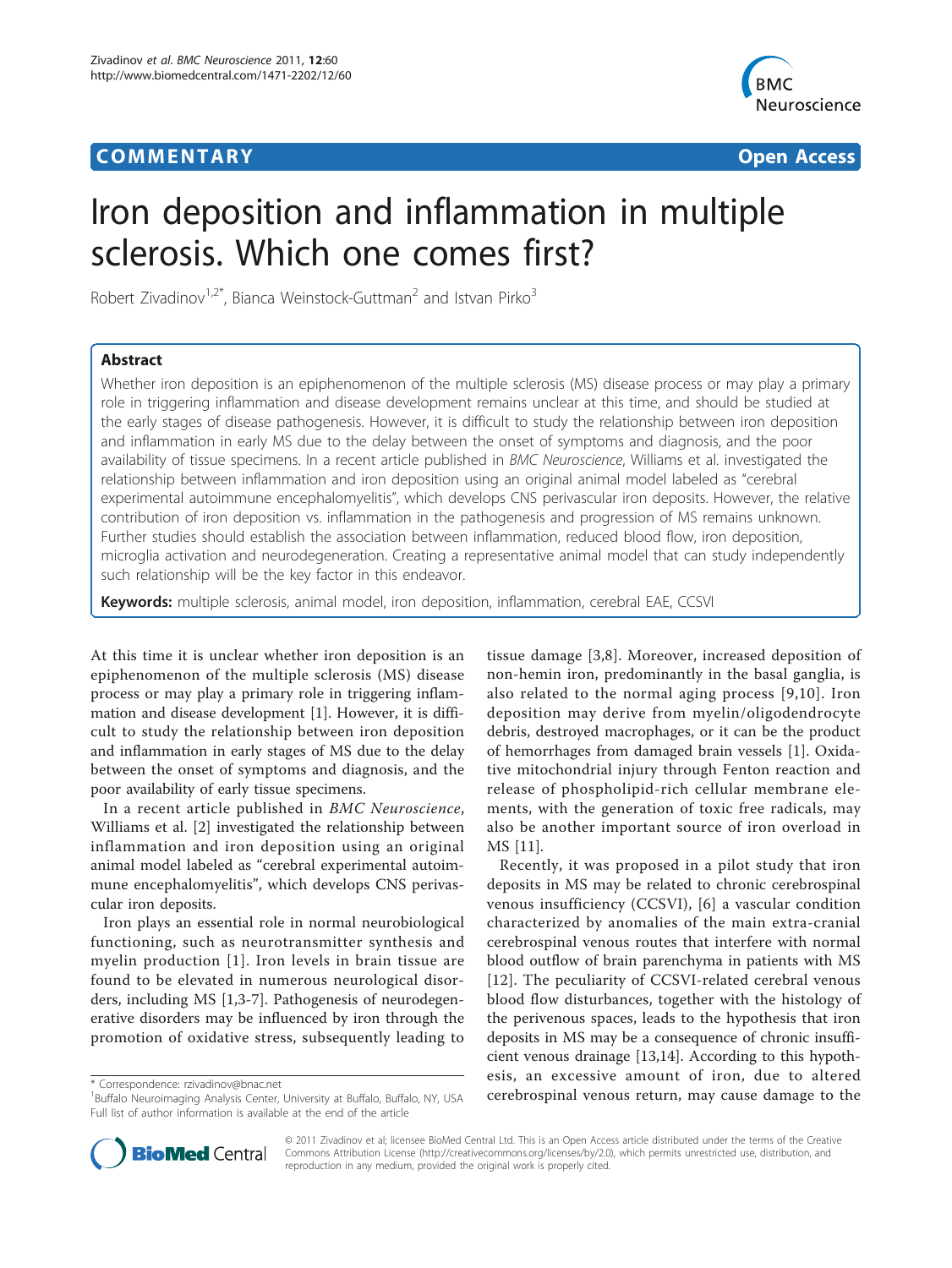**COMMENTARY** **Open Access**

# Iron deposition and inflammation in multiple sclerosis. Which one comes first?

Robert Zivadinov[1,2*], Bianca Weinstock-Guttman[2] and Istvan Pirko[3]

## Abstract

Whether iron deposition is an epiphenomenon of the multiple sclerosis (MS) disease process or may play a primary role in triggering inflammation and disease development remains unclear at this time, and should be studied at the early stages of disease pathogenesis. However, it is difficult to study the relationship between iron deposition and inflammation in early MS due to the delay between the onset of symptoms and diagnosis, and the poor availability of tissue specimens. In a recent article published in *BMC Neuroscience*, Williams et al. investigated the relationship between inflammation and iron deposition using an original animal model labeled as "cerebral experimental autoimmune encephalomyelitis", which develops CNS perivascular iron deposits. However, the relative contribution of iron deposition vs. inflammation in the pathogenesis and progression of MS remains unknown. Further studies should establish the association between inflammation, reduced blood flow, iron deposition, microglia activation and neurodegeneration. Creating a representative animal model that can study independently such relationship will be the key factor in this endeavor.

**Keywords:** multiple sclerosis, animal model, iron deposition, inflammation, cerebral EAE, CCSVI

At this time it is unclear whether iron deposition is an epiphenomenon of the multiple sclerosis (MS) disease process or may play a primary role in triggering inflammation and disease development [1]. However, it is difficult to study the relationship between iron deposition and inflammation in early stages of MS due to the delay between the onset of symptoms and diagnosis, and the poor availability of early tissue specimens.

In a recent article published in *BMC Neuroscience*, Williams et al. [2] investigated the relationship between inflammation and iron deposition using an original animal model labeled as "cerebral experimental autoimmune encephalomyelitis", which develops CNS perivascular iron deposits.

Iron plays an essential role in normal neurobiological functioning, such as neurotransmitter synthesis and myelin production [1]. Iron levels in brain tissue are found to be elevated in numerous neurological disorders, including MS [1,3-7]. Pathogenesis of neurodegenerative disorders may be influenced by iron through the promotion of oxidative stress, subsequently leading to tissue damage [3,8]. Moreover, increased deposition of non-hemin iron, predominantly in the basal ganglia, is also related to the normal aging process [9,10]. Iron deposition may derive from myelin/oligodendrocyte debris, destroyed macrophages, or it can be the product of hemorrhages from damaged brain vessels [1]. Oxidative mitochondrial injury through Fenton reaction and release of phospholipid-rich cellular membrane elements, with the generation of toxic free radicals, may also be another important source of iron overload in MS [11].

Recently, it was proposed in a pilot study that iron deposits in MS may be related to chronic cerebrospinal venous insufficiency (CCSVI), [6] a vascular condition characterized by anomalies of the main extra-cranial cerebrospinal venous routes that interfere with normal blood outflow of brain parenchyma in patients with MS [12]. The peculiarity of CCSVI-related cerebral venous blood flow disturbances, together with the histology of the perivenous spaces, leads to the hypothesis that iron deposits in MS may be a consequence of chronic insufficient venous drainage [13,14]. According to this hypothesis, an excessive amount of iron, due to altered cerebrospinal venous return, may cause damage to the

\* Correspondence: rzivadinov@bnac.net
[1]Buffalo Neuroimaging Analysis Center, University at Buffalo, Buffalo, NY, USA
Full list of author information is available at the end of the article

© 2011 Zivadinov et al; licensee BioMed Central Ltd. This is an Open Access article distributed under the terms of the Creative Commons Attribution License (http://creativecommons.org/licenses/by/2.0), which permits unrestricted use, distribution, and reproduction in any medium, provided the original work is properly cited.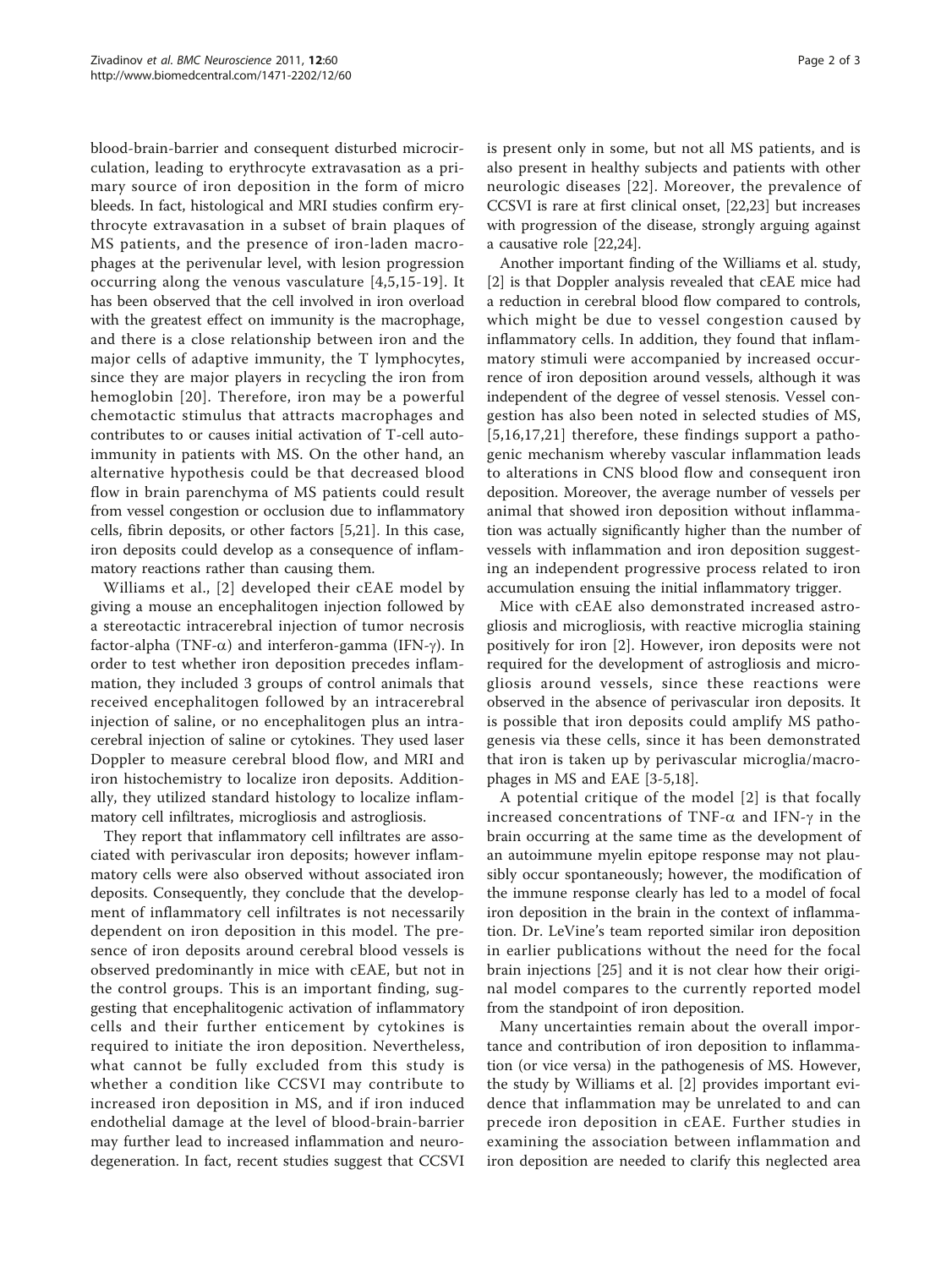blood-brain-barrier and consequent disturbed microcirculation, leading to erythrocyte extravasation as a primary source of iron deposition in the form of micro bleeds. In fact, histological and MRI studies confirm erythrocyte extravasation in a subset of brain plaques of MS patients, and the presence of iron-laden macrophages at the perivenular level, with lesion progression occurring along the venous vasculature [4,5,15-19]. It has been observed that the cell involved in iron overload with the greatest effect on immunity is the macrophage, and there is a close relationship between iron and the major cells of adaptive immunity, the T lymphocytes, since they are major players in recycling the iron from hemoglobin [20]. Therefore, iron may be a powerful chemotactic stimulus that attracts macrophages and contributes to or causes initial activation of T-cell autoimmunity in patients with MS. On the other hand, an alternative hypothesis could be that decreased blood flow in brain parenchyma of MS patients could result from vessel congestion or occlusion due to inflammatory cells, fibrin deposits, or other factors [5,21]. In this case, iron deposits could develop as a consequence of inflammatory reactions rather than causing them.

Williams et al., [2] developed their cEAE model by giving a mouse an encephalitogen injection followed by a stereotactic intracerebral injection of tumor necrosis factor-alpha (TNF-$\alpha$) and interferon-gamma (IFN-$\gamma$). In order to test whether iron deposition precedes inflammation, they included 3 groups of control animals that received encephalitogen followed by an intracerebral injection of saline, or no encephalitogen plus an intracerebral injection of saline or cytokines. They used laser Doppler to measure cerebral blood flow, and MRI and iron histochemistry to localize iron deposits. Additionally, they utilized standard histology to localize inflammatory cell infiltrates, microgliosis and astrogliosis.

They report that inflammatory cell infiltrates are associated with perivascular iron deposits; however inflammatory cells were also observed without associated iron deposits. Consequently, they conclude that the development of inflammatory cell infiltrates is not necessarily dependent on iron deposition in this model. The presence of iron deposits around cerebral blood vessels is observed predominantly in mice with cEAE, but not in the control groups. This is an important finding, suggesting that encephalitogenic activation of inflammatory cells and their further enticement by cytokines is required to initiate the iron deposition. Nevertheless, what cannot be fully excluded from this study is whether a condition like CCSVI may contribute to increased iron deposition in MS, and if iron induced endothelial damage at the level of blood-brain-barrier may further lead to increased inflammation and neurodegeneration. In fact, recent studies suggest that CCSVI is present only in some, but not all MS patients, and is also present in healthy subjects and patients with other neurologic diseases [22]. Moreover, the prevalence of CCSVI is rare at first clinical onset, [22,23] but increases with progression of the disease, strongly arguing against a causative role [22,24].

Another important finding of the Williams et al. study, [2] is that Doppler analysis revealed that cEAE mice had a reduction in cerebral blood flow compared to controls, which might be due to vessel congestion caused by inflammatory cells. In addition, they found that inflammatory stimuli were accompanied by increased occurrence of iron deposition around vessels, although it was independent of the degree of vessel stenosis. Vessel congestion has also been noted in selected studies of MS, [5,16,17,21] therefore, these findings support a pathogenic mechanism whereby vascular inflammation leads to alterations in CNS blood flow and consequent iron deposition. Moreover, the average number of vessels per animal that showed iron deposition without inflammation was actually significantly higher than the number of vessels with inflammation and iron deposition suggesting an independent progressive process related to iron accumulation ensuing the initial inflammatory trigger.

Mice with cEAE also demonstrated increased astrogliosis and microgliosis, with reactive microglia staining positively for iron [2]. However, iron deposits were not required for the development of astrogliosis and microgliosis around vessels, since these reactions were observed in the absence of perivascular iron deposits. It is possible that iron deposits could amplify MS pathogenesis via these cells, since it has been demonstrated that iron is taken up by perivascular microglia/macrophages in MS and EAE [3-5,18].

A potential critique of the model [2] is that focally increased concentrations of TNF-$\alpha$ and IFN-$\gamma$ in the brain occurring at the same time as the development of an autoimmune myelin epitope response may not plausibly occur spontaneously; however, the modification of the immune response clearly has led to a model of focal iron deposition in the brain in the context of inflammation. Dr. LeVine's team reported similar iron deposition in earlier publications without the need for the focal brain injections [25] and it is not clear how their original model compares to the currently reported model from the standpoint of iron deposition.

Many uncertainties remain about the overall importance and contribution of iron deposition to inflammation (or vice versa) in the pathogenesis of MS. However, the study by Williams et al. [2] provides important evidence that inflammation may be unrelated to and can precede iron deposition in cEAE. Further studies in examining the association between inflammation and iron deposition are needed to clarify this neglected area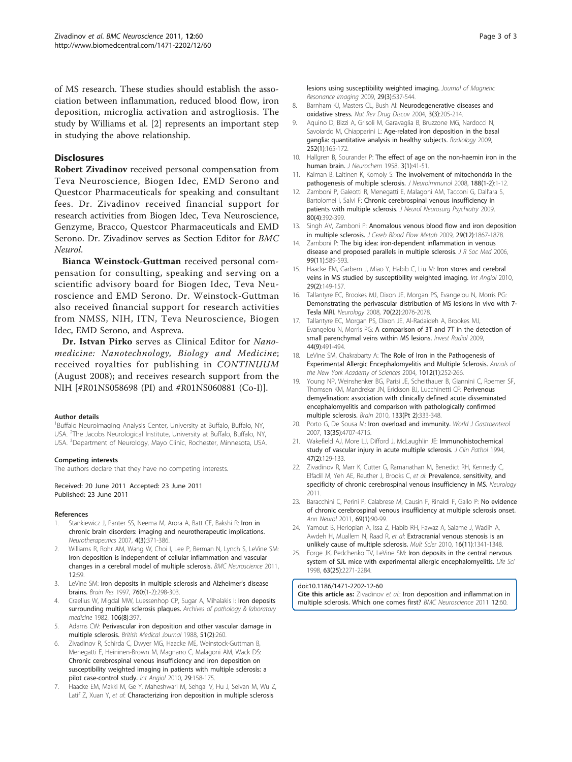of MS research. These studies should establish the association between inflammation, reduced blood flow, iron deposition, microglia activation and astrogliosis. The study by Williams et al. [2] represents an important step in studying the above relationship.

## Disclosures

**Robert Zivadinov** received personal compensation from Teva Neuroscience, Biogen Idec, EMD Serono and Questcor Pharmaceuticals for speaking and consultant fees. Dr. Zivadinov received financial support for research activities from Biogen Idec, Teva Neuroscience, Genzyme, Bracco, Questcor Pharmaceuticals and EMD Serono. Dr. Zivadinov serves as Section Editor for *BMC Neurol.*

**Bianca Weinstock-Guttman** received personal compensation for consulting, speaking and serving on a scientific advisory board for Biogen Idec, Teva Neuroscience and EMD Serono. Dr. Weinstock-Guttman also received financial support for research activities from NMSS, NIH, ITN, Teva Neuroscience, Biogen Idec, EMD Serono, and Aspreva.

**Dr. Istvan Pirko** serves as Clinical Editor for *Nanomedicine: Nanotechnology, Biology and Medicine*; received royalties for publishing in *CONTINUUM* (August 2008); and receives research support from the NIH [#R01NS058698 (PI) and #R01NS060881 (Co-I)].

#### Author details

[1]Buffalo Neuroimaging Analysis Center, University at Buffalo, Buffalo, NY, USA. [2]The Jacobs Neurological Institute, University at Buffalo, Buffalo, NY, USA. [3]Department of Neurology, Mayo Clinic, Rochester, Minnesota, USA.

#### Competing interests

The authors declare that they have no competing interests.

Received: 20 June 2011 Accepted: 23 June 2011
Published: 23 June 2011

#### References

1. Stankiewicz J, Panter SS, Neema M, Arora A, Batt CE, Bakshi R: **Iron in chronic brain disorders: imaging and neurotherapeutic implications.** *Neurotherapeutics* 2007, **4(3)**:371-386.
2. Williams R, Rohr AM, Wang W, Choi I, Lee P, Berman N, Lynch S, LeVine SM: **Iron deposition is independent of cellular inflammation and vascular changes in a cerebral model of multiple sclerosis.** *BMC Neuroscience* 2011, **12**:59.
3. LeVine SM: **Iron deposits in multiple sclerosis and Alzheimer's disease brains.** *Brain Res* 1997, **760**:(1-2):298-303.
4. Craelius W, Migdal MW, Luessenhop CP, Sugar A, Mihalakis I: **Iron deposits surrounding multiple sclerosis plaques.** *Archives of pathology & laboratory medicine* 1982, **106(8)**:397.
5. Adams CW: **Perivascular iron deposition and other vascular damage in multiple sclerosis.** *British Medical Journal* 1988, **51(2)**:260.
6. Zivadinov R, Schirda C, Dwyer MG, Haacke ME, Weinstock-Guttman B, Menegatti E, Heininen-Brown M, Magnano C, Malagoni AM, Wack DS: **Chronic cerebrospinal venous insufficiency and iron deposition on susceptibility weighted imaging in patients with multiple sclerosis: a pilot case-control study.** *Int Angiol* 2010, **29**:158-175.
7. Haacke EM, Makki M, Ge Y, Maheshwari M, Sehgal V, Hu J, Selvan M, Wu Z, Latif Z, Xuan Y, *et al*: **Characterizing iron deposition in multiple sclerosis lesions using susceptibility weighted imaging.** *Journal of Magnetic Resonance Imaging* 2009, **29(3)**:537-544.
8. Barnham KJ, Masters CL, Bush AI: **Neurodegenerative diseases and oxidative stress.** *Nat Rev Drug Discov* 2004, **3(3)**:205-214.
9. Aquino D, Bizzi A, Grisoli M, Garavaglia B, Bruzzone MG, Nardocci N, Savoiardo M, Chiapparini L: **Age-related iron deposition in the basal ganglia: quantitative analysis in healthy subjects.** *Radiology* 2009, **252(1)**:165-172.
10. Hallgren B, Sourander P: **The effect of age on the non-haemin iron in the human brain.** *J Neurochem* 1958, **3(1)**:41-51.
11. Kalman B, Laitinen K, Komoly S: **The involvement of mitochondria in the pathogenesis of multiple sclerosis.** *J Neuroimmunol* 2008, **188(1-2)**:1-12.
12. Zamboni P, Galeotti R, Menegatti E, Malagoni AM, Tacconi G, Dall'ara S, Bartolomei I, Salvi F: **Chronic cerebrospinal venous insufficiency in patients with multiple sclerosis.** *J Neurol Neurosurg Psychiatry* 2009, **80(4)**:392-399.
13. Singh AV, Zamboni P: **Anomalous venous blood flow and iron deposition in multiple sclerosis.** *J Cereb Blood Flow Metab* 2009, **29(12)**:1867-1878.
14. Zamboni P: **The big idea: iron-dependent inflammation in venous disease and proposed parallels in multiple sclerosis.** *J R Soc Med* 2006, **99(11)**:589-593.
15. Haacke EM, Garbern J, Miao Y, Habib C, Liu M: **Iron stores and cerebral veins in MS studied by susceptibility weighted imaging.** *Int Angiol* 2010, **29(2)**:149-157.
16. Tallantyre EC, Brookes MJ, Dixon JE, Morgan PS, Evangelou N, Morris PG: **Demonstrating the perivascular distribution of MS lesions in vivo with 7-Tesla MRI.** *Neurology* 2008, **70(22)**:2076-2078.
17. Tallantyre EC, Morgan PS, Dixon JE, Al-Radaideh A, Brookes MJ, Evangelou N, Morris PG: **A comparison of 3T and 7T in the detection of small parenchymal veins within MS lesions.** *Invest Radiol* 2009, **44(9)**:491-494.
18. LeVine SM, Chakrabarty A: **The Role of Iron in the Pathogenesis of Experimental Allergic Encephalomyelitis and Multiple Sclerosis.** *Annals of the New York Academy of Sciences* 2004, **1012(1)**:252-266.
19. Young NP, Weinshenker BG, Parisi JE, Scheithauer B, Giannini C, Roemer SF, Thomsen KM, Mandrekar JN, Erickson BJ, Lucchinetti CF: **Perivenous demyelination: association with clinically defined acute disseminated encephalomyelitis and comparison with pathologically confirmed multiple sclerosis.** *Brain* 2010, **133(Pt 2)**:333-348.
20. Porto G, De Sousa M: **Iron overload and immunity.** *World J Gastroenterol* 2007, **13(35)**:4707-4715.
21. Wakefield AJ, More LJ, Difford J, McLaughlin JE: **Immunohistochemical study of vascular injury in acute multiple sclerosis.** *J Clin Pathol* 1994, **47(2)**:129-133.
22. Zivadinov R, Marr K, Cutter G, Ramanathan M, Benedict RH, Kennedy C, Elfadil M, Yeh AE, Reuther J, Brooks C, *et al*: **Prevalence, sensitivity, and specificity of chronic cerebrospinal venous insufficiency in MS.** *Neurology* 2011.
23. Baracchini C, Perini P, Calabrese M, Causin F, Rinaldi F, Gallo P: **No evidence of chronic cerebrospinal venous insufficiency at multiple sclerosis onset.** *Ann Neurol* 2011, **69(1)**:90-99.
24. Yamout B, Herlopian A, Issa Z, Habib RH, Fawaz A, Salame J, Wadih A, Awdeh H, Muallem N, Raad R, *et al*: **Extracranial venous stenosis is an unlikely cause of multiple sclerosis.** *Mult Scler* 2010, **16(11)**:1341-1348.
25. Forge JK, Pedchenko TV, LeVine SM: **Iron deposits in the central nervous system of SJL mice with experimental allergic encephalomyelitis.** *Life Sci* 1998, **63(25)**:2271-2284.

doi:10.1186/1471-2202-12-60
**Cite this article as:** Zivadinov *et al.*: Iron deposition and inflammation in multiple sclerosis. Which one comes first? *BMC Neuroscience* 2011 **12**:60.